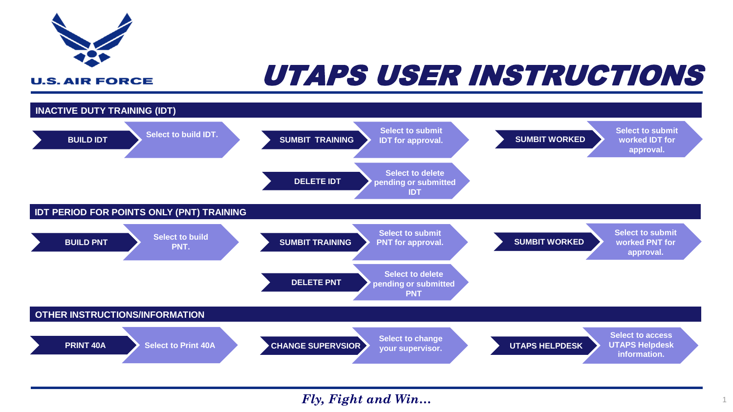U.S. AIR FORCE

# UTAPS USER INSTRUCTIONS

## INACTIVE DUTY TRAINING (IDT)

| Button | Description |
|---|---|
| **BUILD IDT** | Select to build IDT. |
| **SUMBIT TRAINING** | Select to submit IDT for approval. |
| **SUMBIT WORKED** | Select to submit worked IDT for approval. |
| **DELETE IDT** | Select to delete pending or submitted IDT |

## IDT PERIOD FOR POINTS ONLY (PNT) TRAINING

| Button | Description |
|---|---|
| **BUILD PNT** | Select to build PNT. |
| **SUMBIT TRAINING** | Select to submit PNT for approval. |
| **SUMBIT WORKED** | Select to submit worked PNT for approval. |
| **DELETE PNT** | Select to delete pending or submitted PNT |

## OTHER INSTRUCTIONS/INFORMATION

| Button | Description |
|---|---|
| **PRINT 40A** | Select to Print 40A |
| **CHANGE SUPERVSIOR** | Select to change your supervisor. |
| **UTAPS HELPDESK** | Select to access UTAPS Helpdesk information. |

*Fly, Fight and Win…*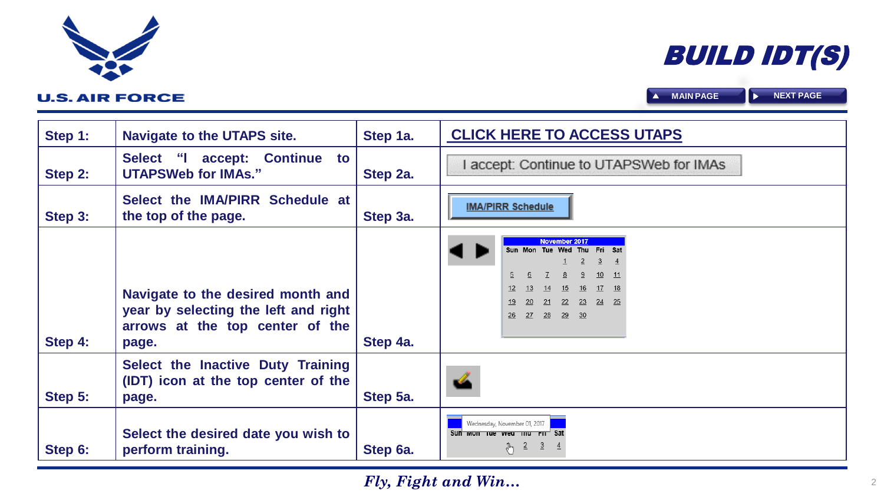# BUILD IDT(S)

▲ MAIN PAGE ▶ NEXT PAGE

| Step 1: | Navigate to the UTAPS site. | Step 1a. | CLICK HERE TO ACCESS UTAPS |
|---|---|---|---|
| Step 2: | Select "I accept: Continue to UTAPSWeb for IMAs." | Step 2a. | I accept: Continue to UTAPSWeb for IMAs |
| Step 3: | Select the IMA/PIRR Schedule at the top of the page. | Step 3a. | IMA/PIRR Schedule |
| Step 4: | Navigate to the desired month and year by selecting the left and right arrows at the top center of the page. | Step 4a. | November 2017<br>Sun Mon Tue Wed Thu Fri Sat<br>1 2 3 4<br>5 6 7 8 9 10 11<br>12 13 14 15 16 17 18<br>19 20 21 22 23 24 25<br>26 27 28 29 30 |
| Step 5: | Select the Inactive Duty Training (IDT) icon at the top center of the page. | Step 5a. | |
| Step 6: | Select the desired date you wish to perform training. | Step 6a. | Wednesday, November 01, 2017<br>Sun Mon Tue Wed Thu Fri Sat<br>1 2 3 4 |

*Fly, Fight and Win…*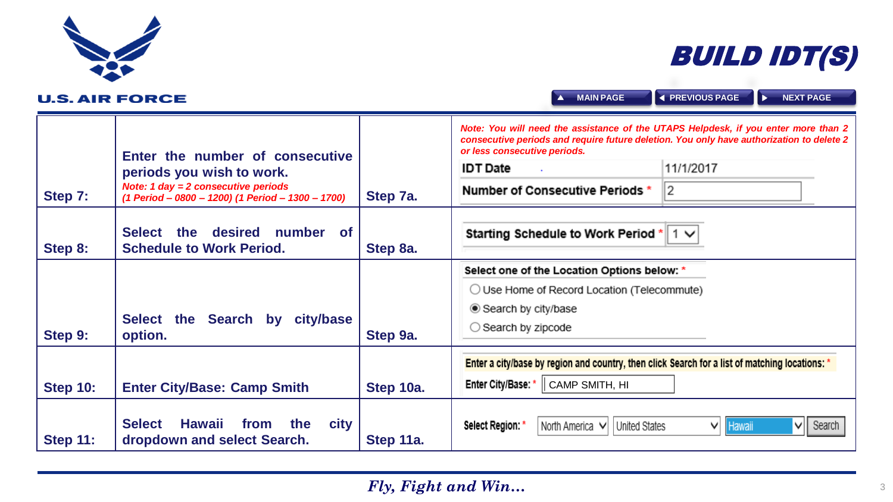# BUILD IDT(S)

MAIN PAGE | PREVIOUS PAGE | NEXT PAGE

| Step | Instruction | Step | Screen |
|---|---|---|---|
| Step 7: | Enter the number of consecutive periods you wish to work. *Note: 1 day = 2 consecutive periods (1 Period – 0800 – 1200) (1 Period – 1300 – 1700)* | Step 7a. | *Note: You will need the assistance of the UTAPS Helpdesk, if you enter more than 2 consecutive periods and require future deletion. You only have authorization to delete 2 or less consecutive periods.* IDT Date: 11/1/2017; Number of Consecutive Periods *: 2 |
| Step 8: | Select the desired number of Schedule to Work Period. | Step 8a. | Starting Schedule to Work Period *: 1 |
| Step 9: | Select the Search by city/base option. | Step 9a. | Select one of the Location Options below: * ○ Use Home of Record Location (Telecommute) ◉ Search by city/base ○ Search by zipcode |
| Step 10: | Enter City/Base: Camp Smith | Step 10a. | Enter a city/base by region and country, then click Search for a list of matching locations: * Enter City/Base: * CAMP SMITH, HI |
| Step 11: | Select Hawaii from the city dropdown and select Search. | Step 11a. | Select Region: * North America; United States; Hawaii; Search |

*Fly, Fight and Win…*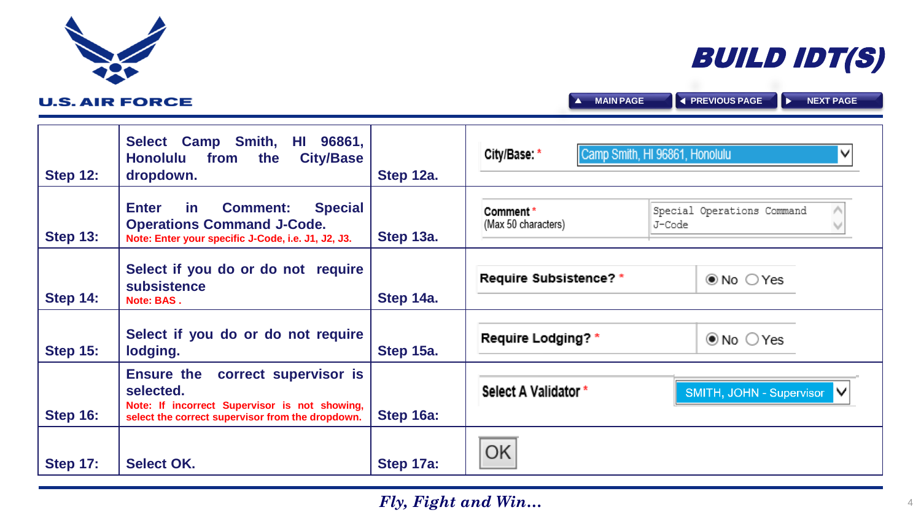# BUILD IDT(S)

| Step | Instruction | Step | Screen |
|---|---|---|---|
| Step 12: | Select Camp Smith, HI 96861, Honolulu from the City/Base dropdown. | Step 12a. | City/Base: * Camp Smith, HI 96861, Honolulu |
| Step 13: | Enter in Comment: Special Operations Command J-Code. Note: Enter your specific J-Code, i.e. J1, J2, J3. | Step 13a. | Comment * (Max 50 characters) Special Operations Command J-Code |
| Step 14: | Select if you do or do not require subsistence Note: BAS . | Step 14a. | Require Subsistence? * ◉ No ○ Yes |
| Step 15: | Select if you do or do not require lodging. | Step 15a. | Require Lodging? * ◉ No ○ Yes |
| Step 16: | Ensure the correct supervisor is selected. Note: If incorrect Supervisor is not showing, select the correct supervisor from the dropdown. | Step 16a: | Select A Validator * SMITH, JOHN - Supervisor |
| Step 17: | Select OK. | Step 17a: | OK |

*Fly, Fight and Win…*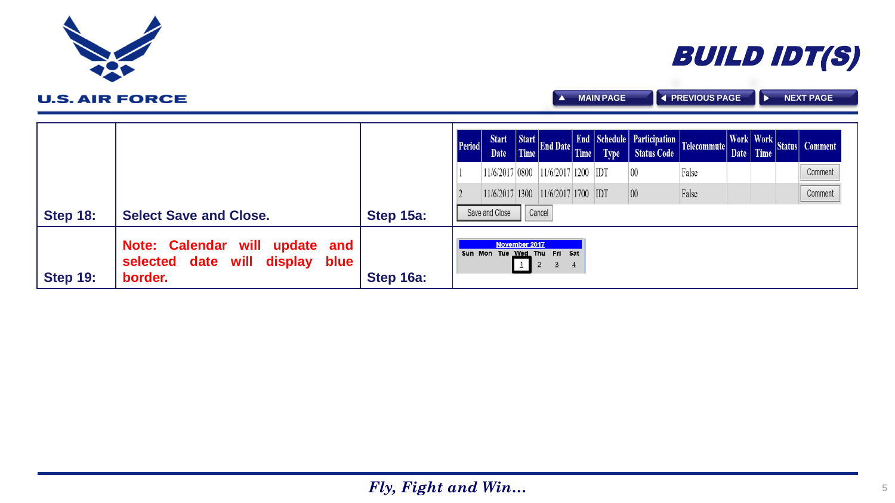# BUILD IDT(S)

| | | | |
|---|---|---|---|
| **Step 18:** | **Select Save and Close.** | **Step 15a:** | |
| **Step 19:** | **Note: Calendar will update and selected date will display blue border.** | **Step 16a:** | |

| Period | Start Date | Start Time | End Date | End Time | Schedule Type | Participation Status Code | Telecommute | Work Date | Work Time | Status | Comment |
|---|---|---|---|---|---|---|---|---|---|---|---|
| 1 | 11/6/2017 | 0800 | 11/6/2017 | 1200 | IDT | 00 | False | | | | Comment |
| 2 | 11/6/2017 | 1300 | 11/6/2017 | 1700 | IDT | 00 | False | | | | Comment |

Save and Close | Cancel

November 2017

| Sun | Mon | Tue | Wed | Thu | Fri | Sat |
|---|---|---|---|---|---|---|
| | | | 1 | 2 | 3 | 4 |

*Fly, Fight and Win…*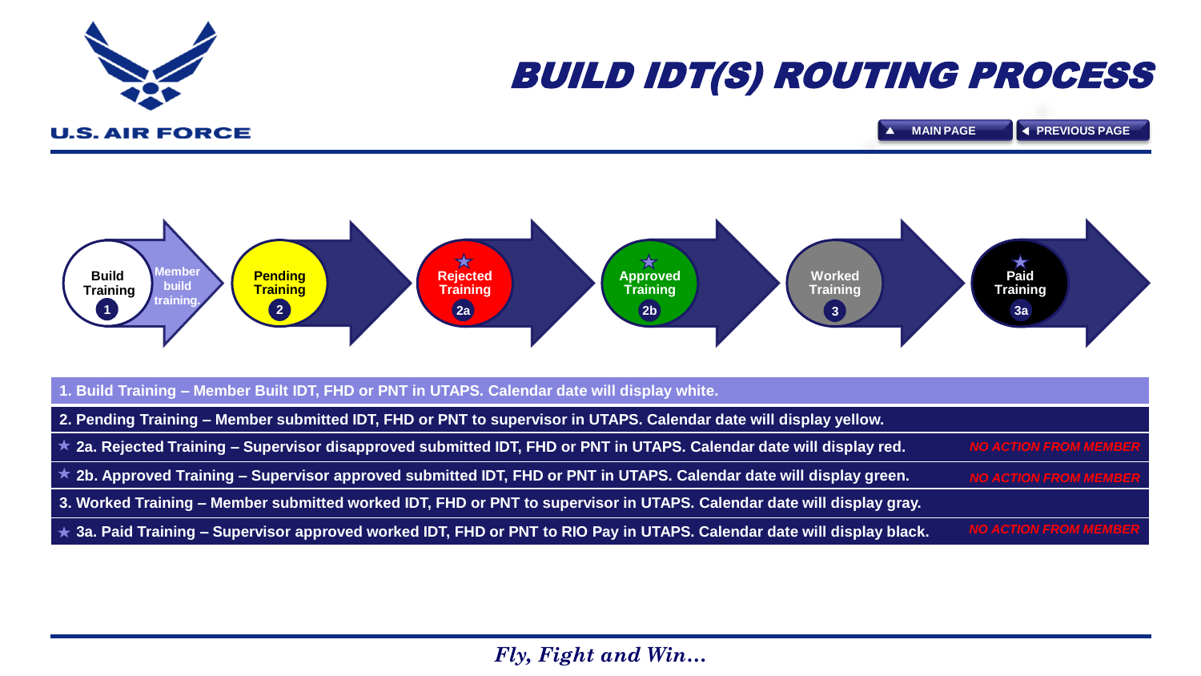# BUILD IDT(S) ROUTING PROCESS

▲ MAIN PAGE | ◄ PREVIEW PAGE

Build Training 1 → Member build training.
Pending Training 2
★ Rejected Training 2a
★ Approved Training 2b
Worked Training 3
★ Paid Training 3a

1. Build Training – Member Built IDT, FHD or PNT in UTAPS. Calendar date will display white.

2. Pending Training – Member submitted IDT, FHD or PNT to supervisor in UTAPS. Calendar date will display yellow.

★ 2a. Rejected Training – Supervisor disapproved submitted IDT, FHD or PNT in UTAPS. Calendar date will display red. *NO ACTION FROM MEMBER*

★ 2b. Approved Training – Supervisor approved submitted IDT, FHD or PNT in UTAPS. Calendar date will display green. *NO ACTION FROM MEMBER*

3. Worked Training – Member submitted worked IDT, FHD or PNT to supervisor in UTAPS. Calendar date will display gray.

★ 3a. Paid Training – Supervisor approved worked IDT, FHD or PNT to RIO Pay in UTAPS. Calendar date will display black. *NO ACTION FROM MEMBER*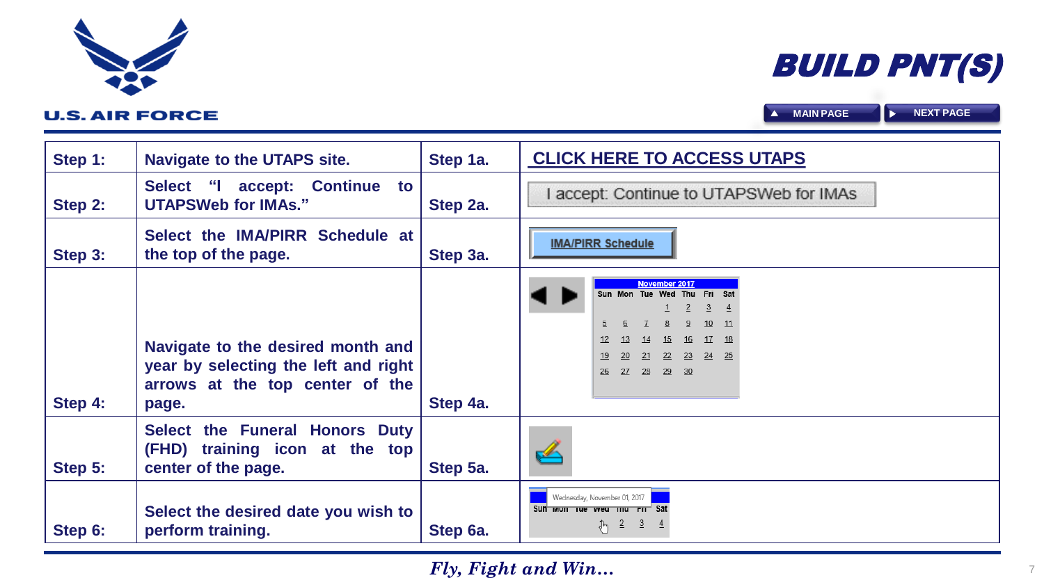# BUILD PNT(S)

| Step 1: | Navigate to the UTAPS site. | Step 1a. | CLICK HERE TO ACCESS UTAPS |
|---|---|---|---|
| Step 2: | Select "I accept: Continue to UTAPSWeb for IMAs." | Step 2a. | I accept: Continue to UTAPSWeb for IMAs |
| Step 3: | Select the IMA/PIRR Schedule at the top of the page. | Step 3a. | IMA/PIRR Schedule |
| Step 4: | Navigate to the desired month and year by selecting the left and right arrows at the top center of the page. | Step 4a. | November 2017 |
| Step 5: | Select the Funeral Honors Duty (FHD) training icon at the top center of the page. | Step 5a. | |
| Step 6: | Select the desired date you wish to perform training. | Step 6a. | Wednesday, November 01, 2017 |

*Fly, Fight and Win…*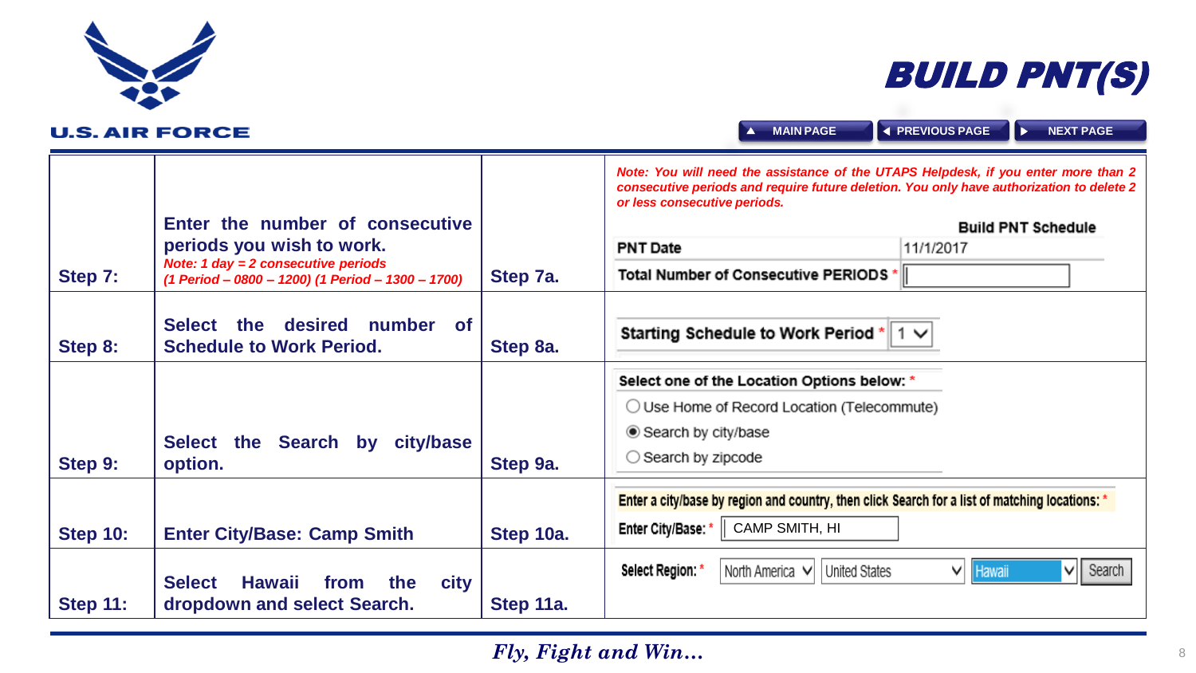# BUILD PNT(S)

| Step | Instruction | Step | Screen |
|---|---|---|---|
| Step 7: | **Enter the number of consecutive periods you wish to work.** *Note: 1 day = 2 consecutive periods (1 Period – 0800 – 1200) (1 Period – 1300 – 1700)* | Step 7a. | *Note: You will need the assistance of the UTAPS Helpdesk, if you enter more than 2 consecutive periods and require future deletion. You only have authorization to delete 2 or less consecutive periods.* **Build PNT Schedule** PNT Date: 11/1/2017; Total Number of Consecutive PERIODS * |
| Step 8: | **Select the desired number of Schedule to Work Period.** | Step 8a. | Starting Schedule to Work Period * 1 |
| Step 9: | **Select the Search by city/base option.** | Step 9a. | Select one of the Location Options below: * ○ Use Home of Record Location (Telecommute) ◉ Search by city/base ○ Search by zipcode |
| Step 10: | **Enter City/Base: Camp Smith** | Step 10a. | Enter a city/base by region and country, then click Search for a list of matching locations: * Enter City/Base: * CAMP SMITH, HI |
| Step 11: | **Select Hawaii from the city dropdown and select Search.** | Step 11a. | Select Region: * North America; United States; Hawaii; Search |

*Fly, Fight and Win…*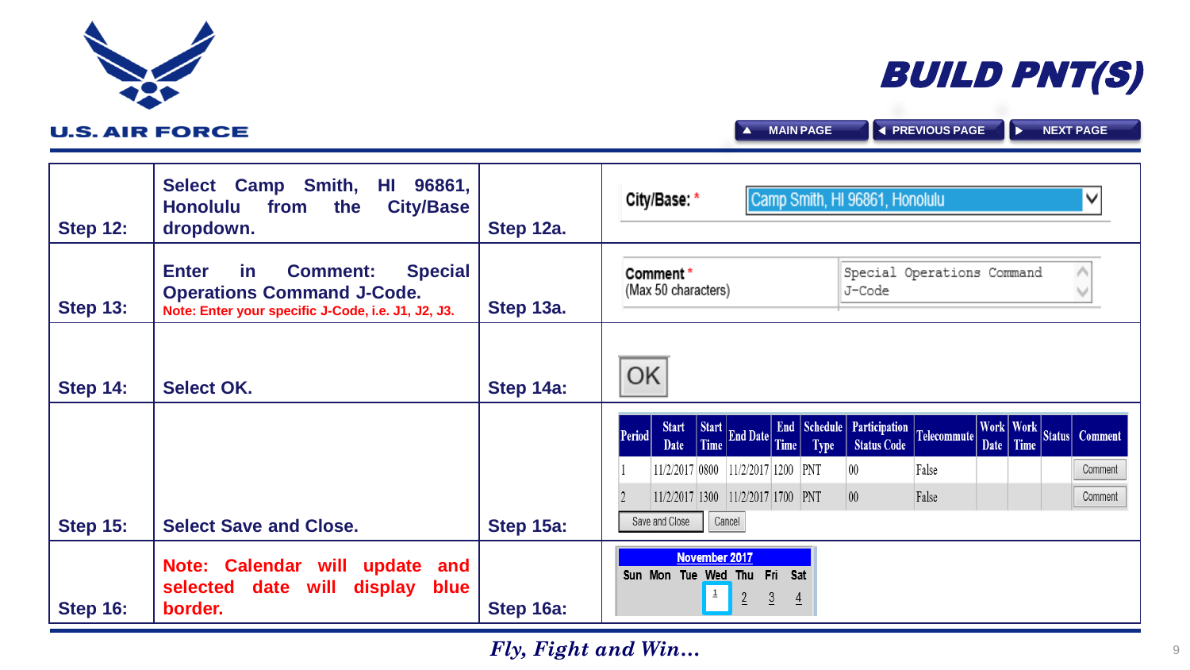# BUILD PNT(S)

| Step | Instruction | Step | Screenshot |
|---|---|---|---|
| **Step 12:** | **Select Camp Smith, HI 96861, Honolulu from the City/Base dropdown.** | **Step 12a.** | City/Base: * Camp Smith, HI 96861, Honolulu |
| **Step 13:** | **Enter in Comment: Special Operations Command J-Code.** Note: Enter your specific J-Code, i.e. J1, J2, J3. | **Step 13a.** | Comment * (Max 50 characters): Special Operations Command J-Code |
| **Step 14:** | **Select OK.** | **Step 14a:** | OK |
| **Step 15:** | **Select Save and Close.** | **Step 15a:** | See table below |
| **Step 16:** | Note: Calendar will update and selected date will display blue border. | **Step 16a:** | November 2017 — Sun Mon Tue Wed Thu Fri Sat — 1 2 3 4 |

**Step 15a:**

| Period | Start Date | Start Time | End Date | End Time | Schedule Type | Participation Status Code | Telecommute | Work Date | Work Time | Status | Comment |
|---|---|---|---|---|---|---|---|---|---|---|---|
| 1 | 11/2/2017 | 0800 | 11/2/2017 | 1200 | PNT | 00 | False | | | | Comment |
| 2 | 11/2/2017 | 1300 | 11/2/2017 | 1700 | PNT | 00 | False | | | | Comment |

Save and Close | Cancel

*Fly, Fight and Win…*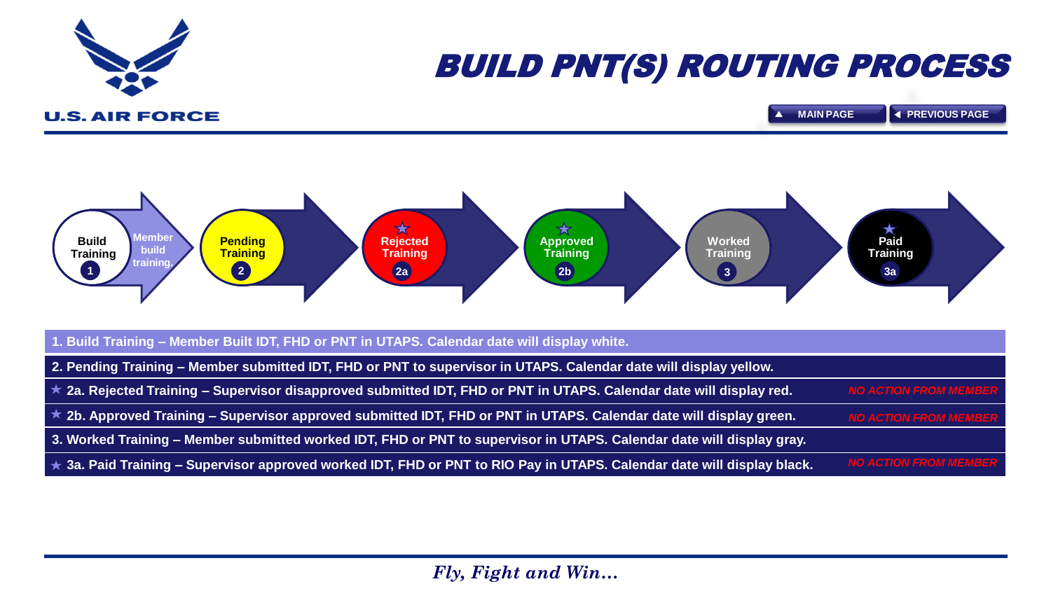U.S. AIR FORCE

# BUILD PNT(S) ROUTING PROCESS

MAIN PAGE | PREVIOUS PAGE

Build Training 1 — Member build training.

Pending Training 2

★ Rejected Training 2a

★ Approved Training 2b

Worked Training 3

★ Paid Training 3a

**1. Build Training – Member Built IDT, FHD or PNT in UTAPS. Calendar date will display white.**

**2. Pending Training – Member submitted IDT, FHD or PNT to supervisor in UTAPS. Calendar date will display yellow.**

★ **2a. Rejected Training – Supervisor disapproved submitted IDT, FHD or PNT in UTAPS. Calendar date will display red.** *NO ACTION FROM MEMBER*

★ **2b. Approved Training – Supervisor approved submitted IDT, FHD or PNT in UTAPS. Calendar date will display green.** *NO ACTION FROM MEMBER*

**3. Worked Training – Member submitted worked IDT, FHD or PNT to supervisor in UTAPS. Calendar date will display gray.**

★ **3a. Paid Training – Supervisor approved worked IDT, FHD or PNT to RIO Pay in UTAPS. Calendar date will display black.** *NO ACTION FROM MEMBER*

*Fly, Fight and Win…*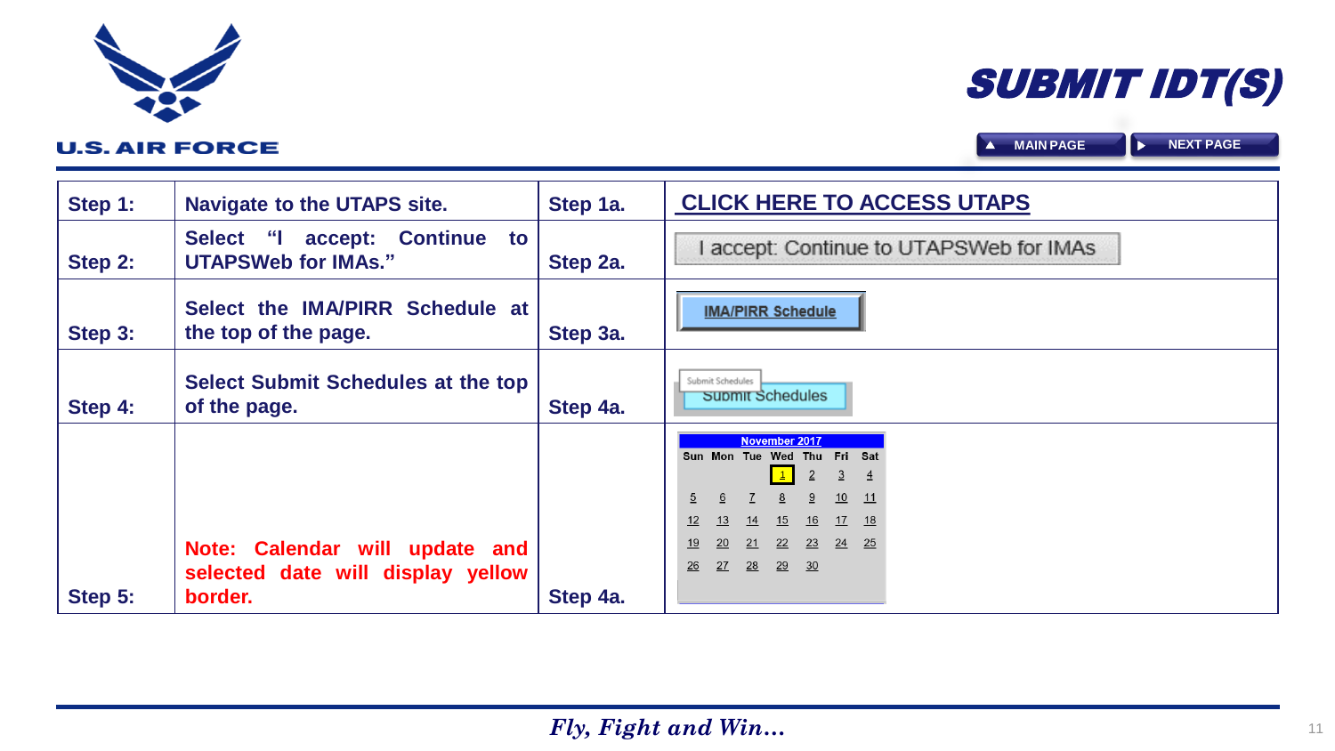# SUBMIT IDT(S)

| Step 1: | Navigate to the UTAPS site. | Step 1a. | CLICK HERE TO ACCESS UTAPS |
|---|---|---|---|
| Step 2: | Select "I accept: Continue to UTAPSWeb for IMAs." | Step 2a. | I accept: Continue to UTAPSWeb for IMAs |
| Step 3: | Select the IMA/PIRR Schedule at the top of the page. | Step 3a. | IMA/PIRR Schedule |
| Step 4: | Select Submit Schedules at the top of the page. | Step 4a. | Submit Schedules |
| Step 5: | Note: Calendar will update and selected date will display yellow border. | Step 4a. | November 2017 calendar |

*Fly, Fight and Win…*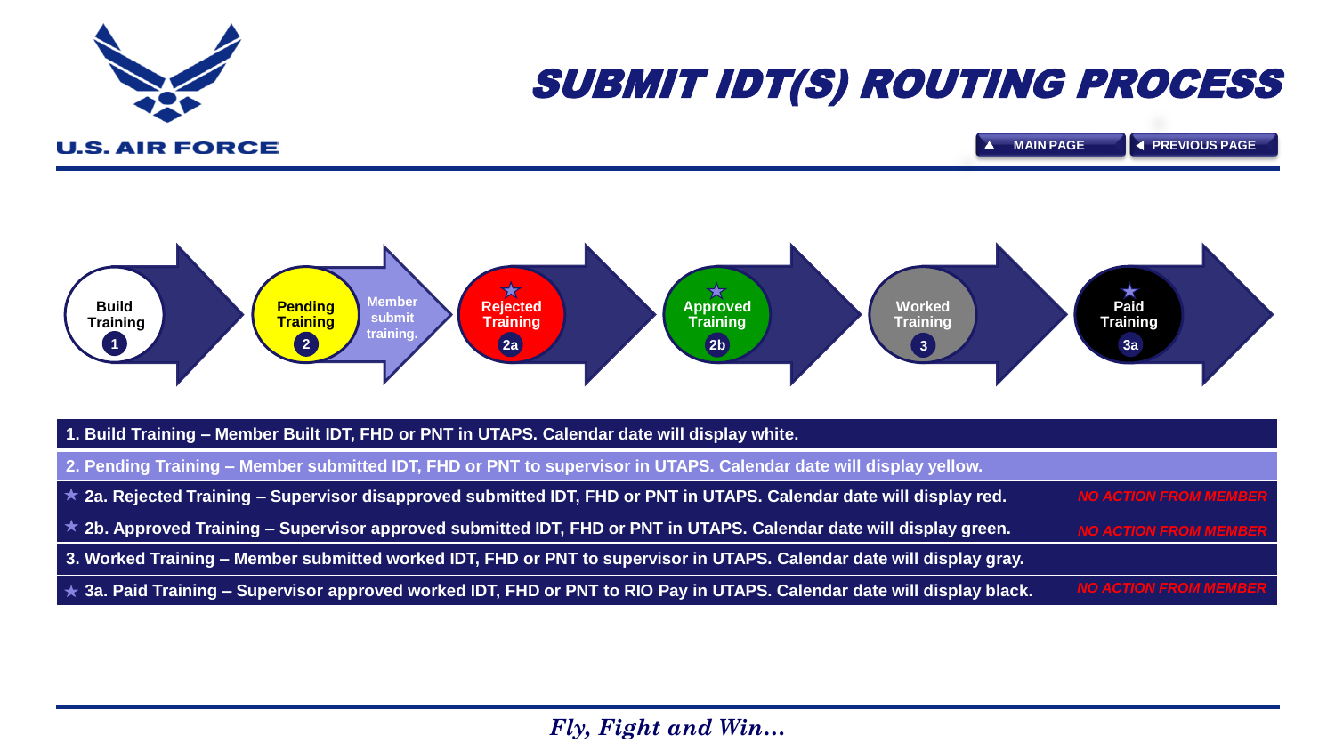# SUBMIT IDT(S) ROUTING PROCESS

U.S. AIR FORCE

MAIN PAGE | PREVIOUS PAGE

**Build Training** 1 → **Pending Training** 2 → Member submit training. → ★ **Rejected Training** 2a → ★ **Approved Training** 2b → **Worked Training** 3 → ★ **Paid Training** 3a

- **1. Build Training – Member Built IDT, FHD or PNT in UTAPS. Calendar date will display white.**
- **2. Pending Training – Member submitted IDT, FHD or PNT to supervisor in UTAPS. Calendar date will display yellow.**
- ★ **2a. Rejected Training – Supervisor disapproved submitted IDT, FHD or PNT in UTAPS. Calendar date will display red.** *NO ACTION FROM MEMBER*
- ★ **2b. Approved Training – Supervisor approved submitted IDT, FHD or PNT in UTAPS. Calendar date will display green.** *NO ACTION FROM MEMBER*
- **3. Worked Training – Member submitted worked IDT, FHD or PNT to supervisor in UTAPS. Calendar date will display gray.**
- ★ **3a. Paid Training – Supervisor approved worked IDT, FHD or PNT to RIO Pay in UTAPS. Calendar date will display black.** *NO ACTION FROM MEMBER*

*Fly, Fight and Win…*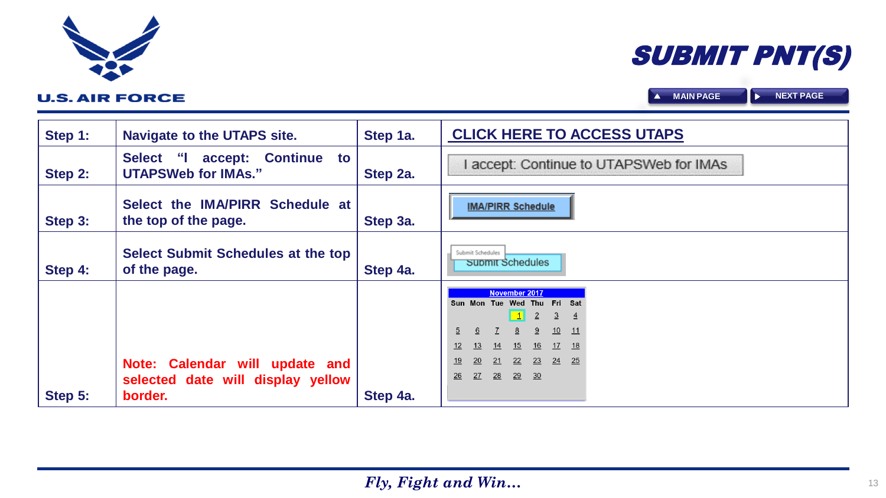# SUBMIT PNT(S)

| Step 1: | Navigate to the UTAPS site. | Step 1a. | CLICK HERE TO ACCESS UTAPS |
|---|---|---|---|
| Step 2: | Select "I accept: Continue to UTAPSWeb for IMAs." | Step 2a. | I accept: Continue to UTAPSWeb for IMAs |
| Step 3: | Select the IMA/PIRR Schedule at the top of the page. | Step 3a. | IMA/PIRR Schedule |
| Step 4: | Select Submit Schedules at the top of the page. | Step 4a. | Submit Schedules |
| Step 5: | Note: Calendar will update and selected date will display yellow border. | Step 4a. | November 2017 calendar |

*Fly, Fight and Win…*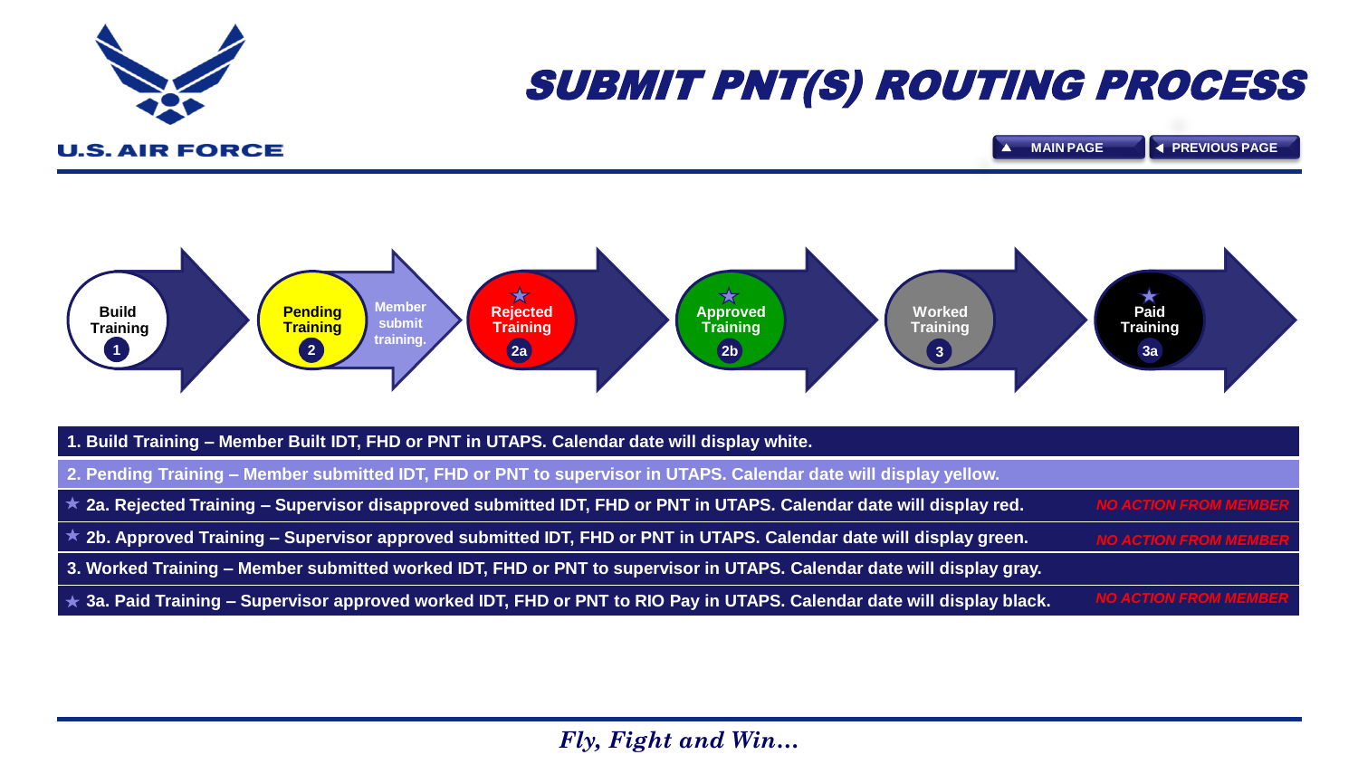# SUBMIT PNT(S) ROUTING PROCESS

▲ MAIN PAGE | ◄ PREVIOUS PAGE

Build Training 1 → Pending Training 2 → Member submit training. → Rejected Training 2a → Approved Training 2b → Worked Training 3 → Paid Training 3a

1. Build Training – Member Built IDT, FHD or PNT in UTAPS. Calendar date will display white.

2. Pending Training – Member submitted IDT, FHD or PNT to supervisor in UTAPS. Calendar date will display yellow.

★ 2a. Rejected Training – Supervisor disapproved submitted IDT, FHD or PNT in UTAPS. Calendar date will display red. *NO ACTION FROM MEMBER*

★ 2b. Approved Training – Supervisor approved submitted IDT, FHD or PNT in UTAPS. Calendar date will display green. *NO ACTION FROM MEMBER*

3. Worked Training – Member submitted worked IDT, FHD or PNT to supervisor in UTAPS. Calendar date will display gray.

★ 3a. Paid Training – Supervisor approved worked IDT, FHD or PNT to RIO Pay in UTAPS. Calendar date will display black. *NO ACTION FROM MEMBER*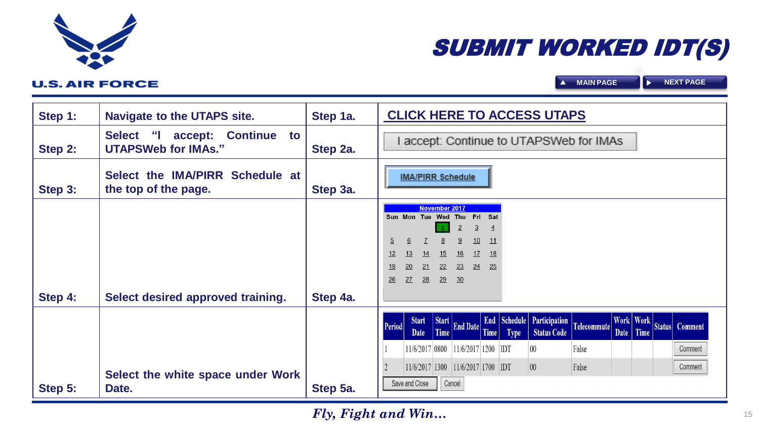# SUBMIT WORKED IDT(S)

▲ MAIN PAGE ▶ NEXT PAGE

U.S. AIR FORCE

| Step 1: | Navigate to the UTAPS site. | Step 1a. | CLICK HERE TO ACCESS UTAPS |
|---|---|---|---|
| Step 2: | Select "I accept: Continue to UTAPSWeb for IMAs." | Step 2a. | I accept: Continue to UTAPSWeb for IMAs |
| Step 3: | Select the IMA/PIRR Schedule at the top of the page. | Step 3a. | IMA/PIRR Schedule |
| Step 4: | Select desired approved training. | Step 4a. | |
| Step 5: | Select the white space under Work Date. | Step 5a. | |

**Step 4a – November 2017**

| Sun | Mon | Tue | Wed | Thu | Fri | Sat |
|---|---|---|---|---|---|---|
| | | | 1 | 2 | 3 | 4 |
| 5 | 6 | 7 | 8 | 9 | 10 | 11 |
| 12 | 13 | 14 | 15 | 16 | 17 | 18 |
| 19 | 20 | 21 | 22 | 23 | 24 | 25 |
| 26 | 27 | 28 | 29 | 30 | | |

**Step 5a**

| Period | Start Date | Start Time | End Date | End Time | Schedule Type | Participation Status Code | Telecommute | Work Date | Work Time | Status | Comment |
|---|---|---|---|---|---|---|---|---|---|---|---|
| 1 | 11/6/2017 | 0800 | 11/6/2017 | 1200 | IDT | 00 | False | | | | Comment |
| 2 | 11/6/2017 | 1300 | 11/6/2017 | 1700 | IDT | 00 | False | | | | Comment |

Save and Close | Cancel

*Fly, Fight and Win…*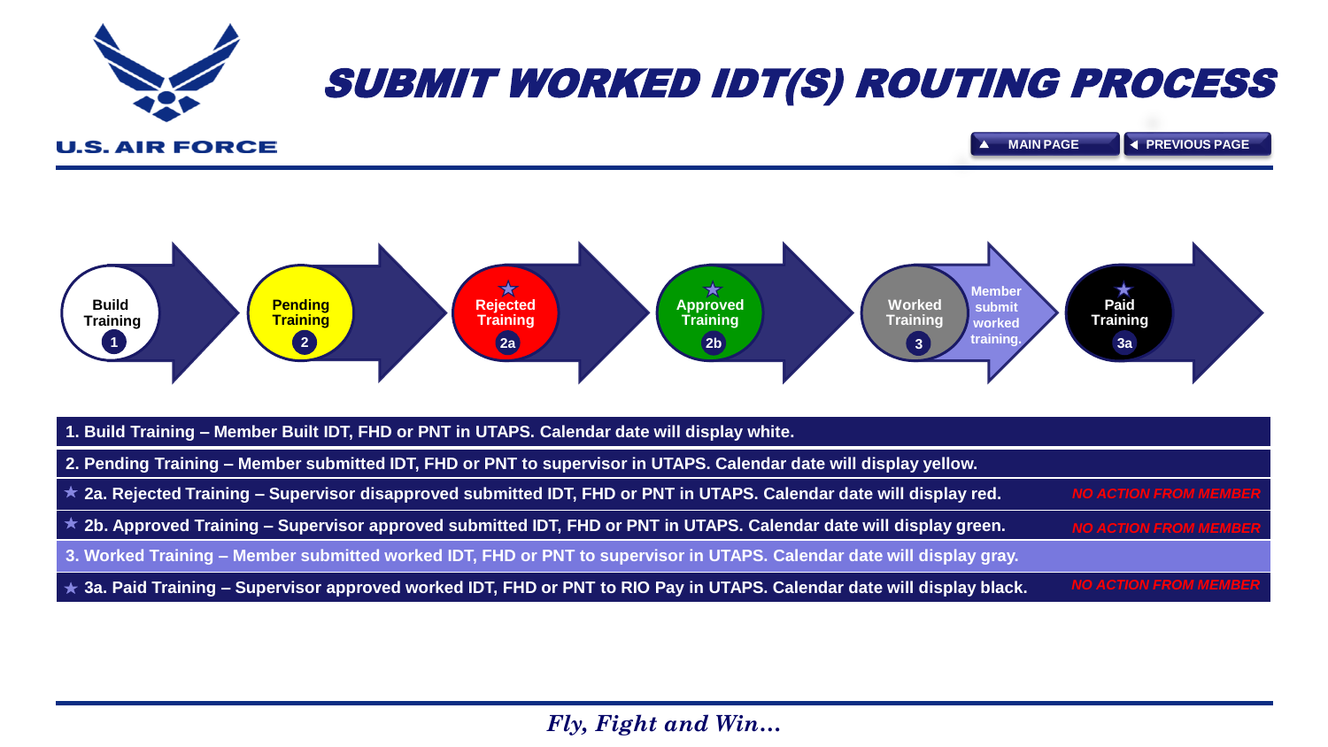# SUBMIT WORKED IDT(S) ROUTING PROCESS

MAIN PAGE | PREVIOUS PAGE

**Build Training** 1 → **Pending Training** 2 → ★ **Rejected Training** 2a → ★ **Approved Training** 2b → **Worked Training** 3 (Member submit worked training.) → ★ **Paid Training** 3a

1. Build Training – Member Built IDT, FHD or PNT in UTAPS. Calendar date will display white.

2. Pending Training – Member submitted IDT, FHD or PNT to supervisor in UTAPS. Calendar date will display yellow.

★ 2a. Rejected Training – Supervisor disapproved submitted IDT, FHD or PNT in UTAPS. Calendar date will display red. *NO ACTION FROM MEMBER*

★ 2b. Approved Training – Supervisor approved submitted IDT, FHD or PNT in UTAPS. Calendar date will display green. *NO ACTION FROM MEMBER*

3. Worked Training – Member submitted worked IDT, FHD or PNT to supervisor in UTAPS. Calendar date will display gray.

★ 3a. Paid Training – Supervisor approved worked IDT, FHD or PNT to RIO Pay in UTAPS. Calendar date will display black. *NO ACTION FROM MEMBER*

*Fly, Fight and Win…*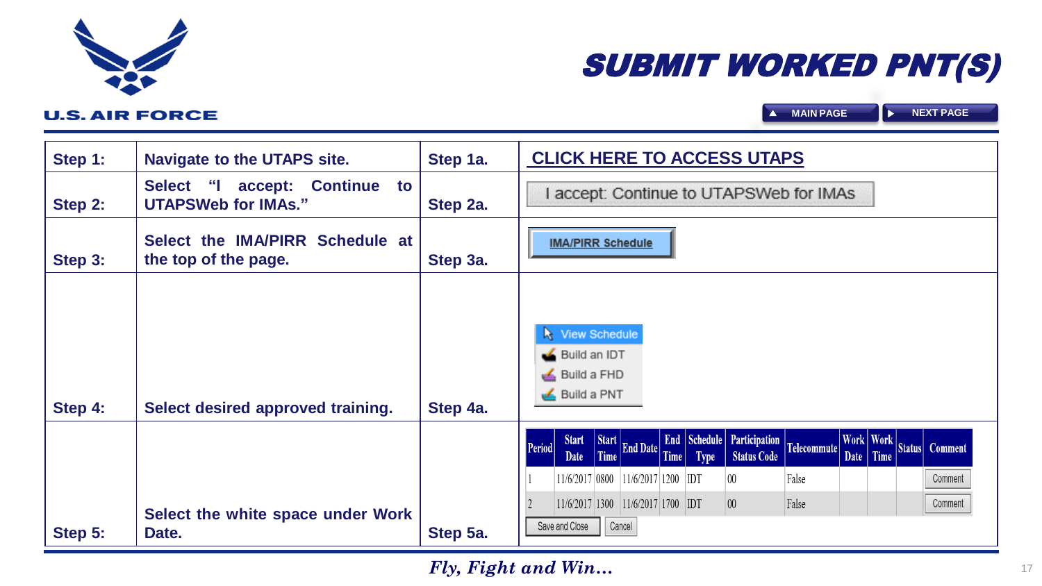# SUBMIT WORKED PNT(S)

| Step | Instruction | Step | Action |
|---|---|---|---|
| Step 1: | Navigate to the UTAPS site. | Step 1a. | CLICK HERE TO ACCESS UTAPS |
| Step 2: | Select "I accept: Continue to UTAPSWeb for IMAs." | Step 2a. | I accept: Continue to UTAPSWeb for IMAs |
| Step 3: | Select the IMA/PIRR Schedule at the top of the page. | Step 3a. | IMA/PIRR Schedule |
| Step 4: | Select desired approved training. | Step 4a. | View Schedule<br>Build an IDT<br>Build a FHD<br>Build a PNT |
| Step 5: | Select the white space under Work Date. | Step 5a. | (see table below) |

| Period | Start Date | Start Time | End Date | End Time | Schedule Type | Participation Status Code | Telecommute | Work Date | Work Time | Status | Comment |
|---|---|---|---|---|---|---|---|---|---|---|---|
| 1 | 11/6/2017 | 0800 | 11/6/2017 | 1200 | IDT | 00 | False | | | | Comment |
| 2 | 11/6/2017 | 1300 | 11/6/2017 | 1700 | IDT | 00 | False | | | | Comment |

Save and Close | Cancel

*Fly, Fight and Win…*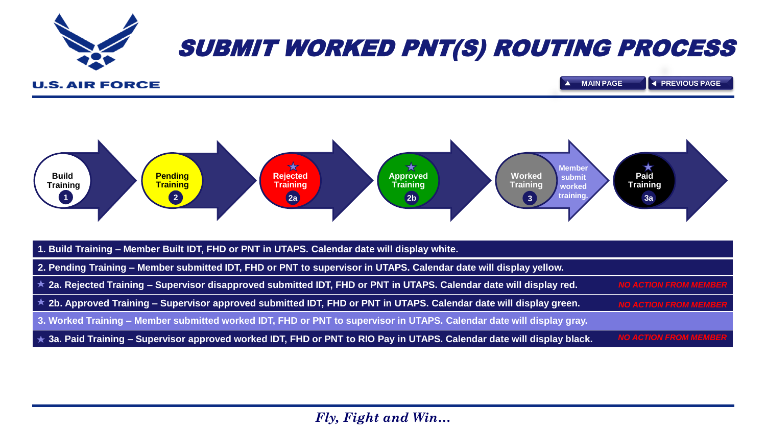# SUBMIT WORKED PNT(S) ROUTING PROCESS

U.S. AIR FORCE

▲ MAIN PAGE ◄ PREVIOUS PAGE

Build Training 1 → Pending Training 2 → ★ Rejected Training 2a → ★ Approved Training 2b → Worked Training 3 (Member submit worked training.) → ★ Paid Training 3a

1. Build Training – Member Built IDT, FHD or PNT in UTAPS. Calendar date will display white.

2. Pending Training – Member submitted IDT, FHD or PNT to supervisor in UTAPS. Calendar date will display yellow.

★ 2a. Rejected Training – Supervisor disapproved submitted IDT, FHD or PNT in UTAPS. Calendar date will display red. *NO ACTION FROM MEMBER*

★ 2b. Approved Training – Supervisor approved submitted IDT, FHD or PNT in UTAPS. Calendar date will display green. *NO ACTION FROM MEMBER*

3. Worked Training – Member submitted worked IDT, FHD or PNT to supervisor in UTAPS. Calendar date will display gray.

★ 3a. Paid Training – Supervisor approved worked IDT, FHD or PNT to RIO Pay in UTAPS. Calendar date will display black. *NO ACTION FROM MEMBER*

*Fly, Fight and Win…*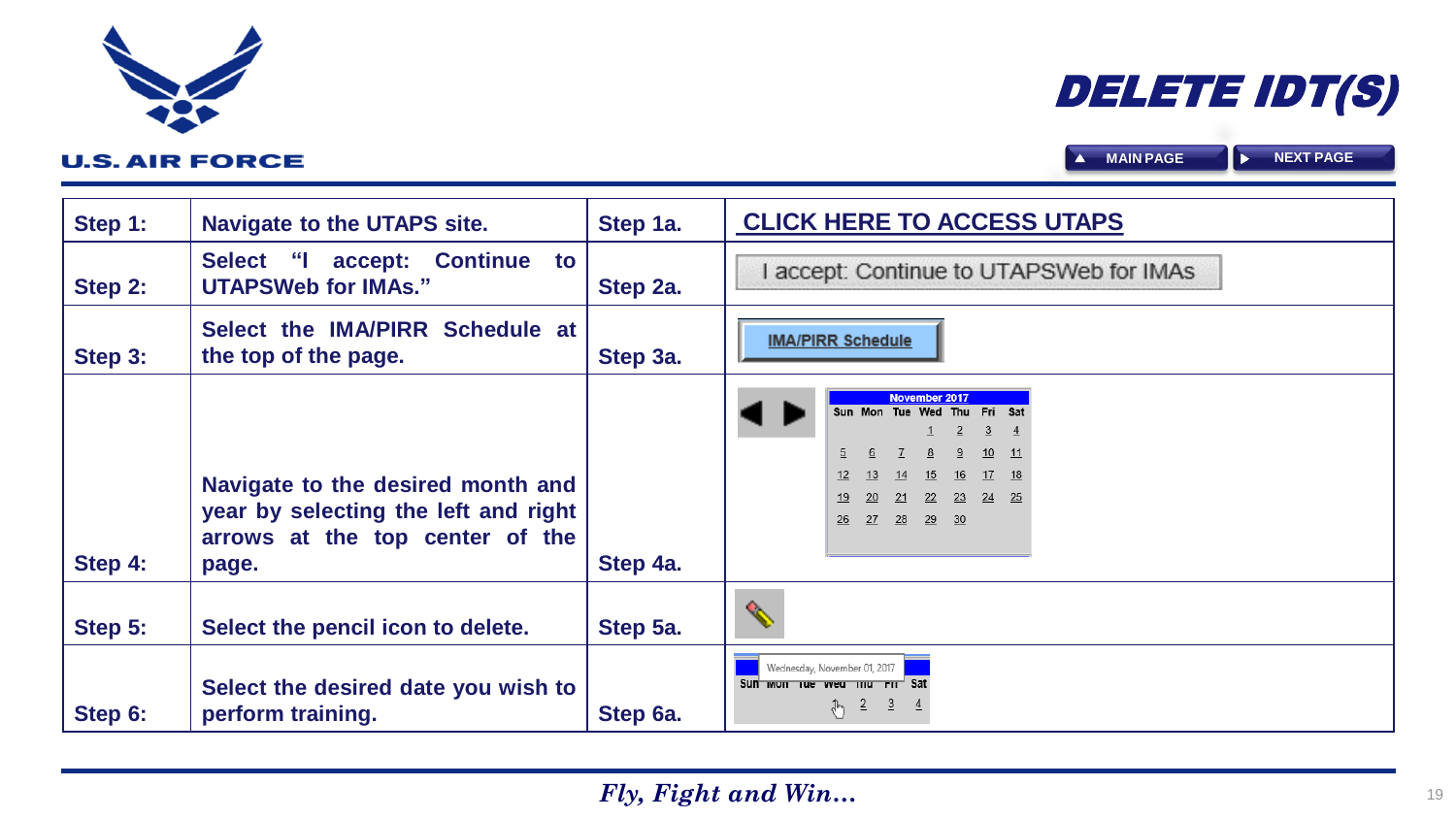# DELETE IDT(S)

MAIN PAGE | NEXT PAGE

| Step 1: | Navigate to the UTAPS site. | Step 1a. | CLICK HERE TO ACCESS UTAPS |
|---|---|---|---|
| Step 2: | Select "I accept: Continue to UTAPSWeb for IMAs." | Step 2a. | I accept: Continue to UTAPSWeb for IMAs |
| Step 3: | Select the IMA/PIRR Schedule at the top of the page. | Step 3a. | IMA/PIRR Schedule |
| Step 4: | Navigate to the desired month and year by selecting the left and right arrows at the top center of the page. | Step 4a. | November 2017 |
| Step 5: | Select the pencil icon to delete. | Step 5a. | |
| Step 6: | Select the desired date you wish to perform training. | Step 6a. | Wednesday, November 01, 2017 |

*Fly, Fight and Win…*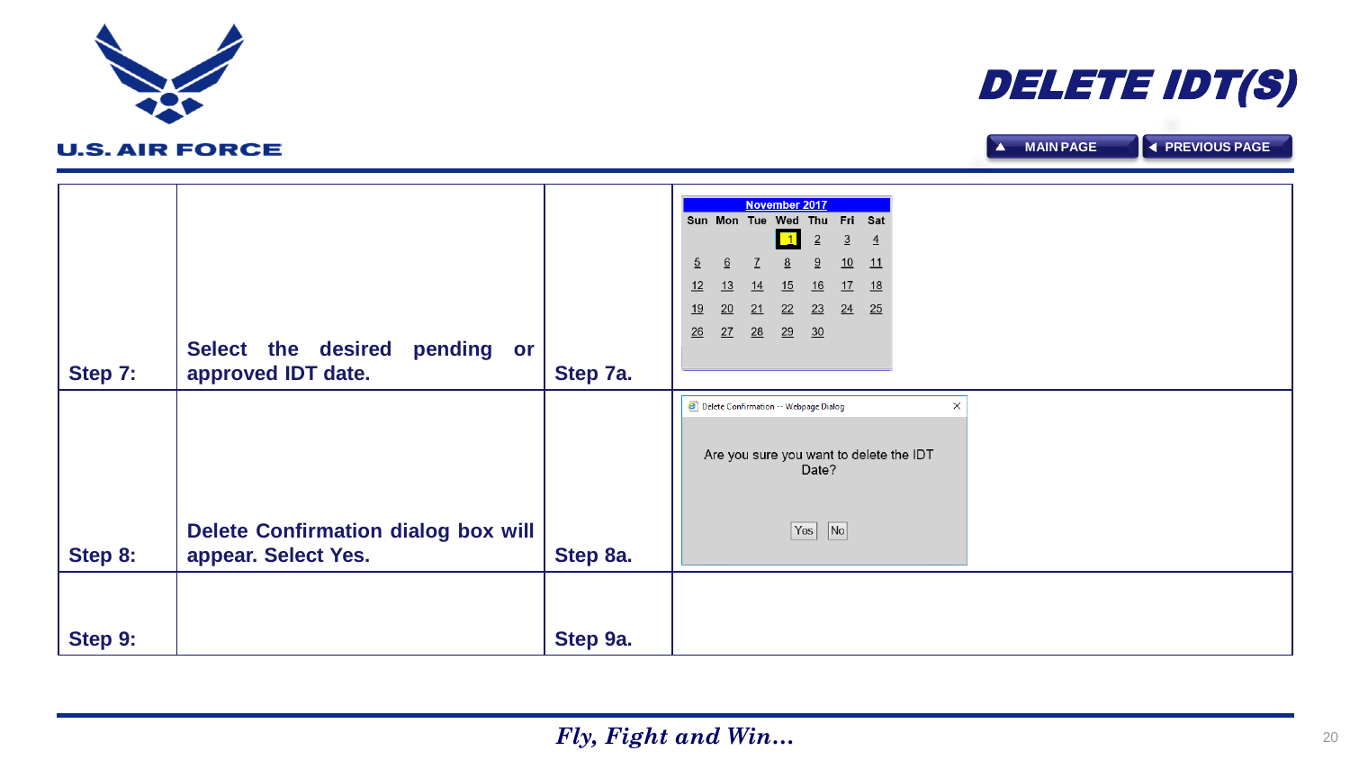# DELETE IDT(S)

| | | | |
|---|---|---|---|
| **Step 7:** | **Select the desired pending or approved IDT date.** | **Step 7a.** | |
| **Step 8:** | **Delete Confirmation dialog box will appear. Select Yes.** | **Step 8a.** | |
| **Step 9:** | | **Step 9a.** | |

*Fly, Fight and Win…*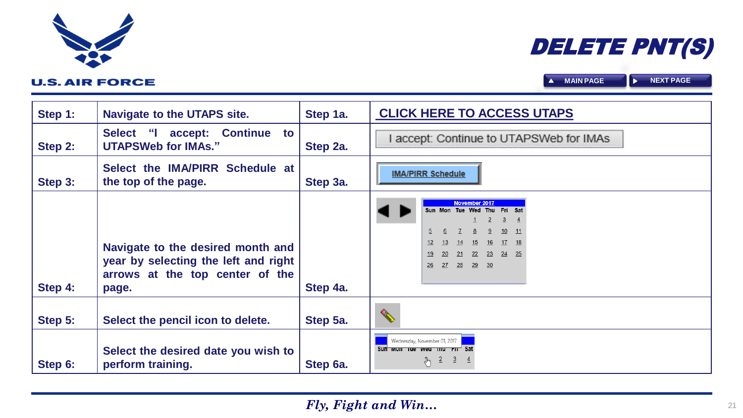# DELETE PNT(S)

| Step | Instruction | Step | Illustration |
|---|---|---|---|
| **Step 1:** | **Navigate to the UTAPS site.** | **Step 1a.** | **CLICK HERE TO ACCESS UTAPS** |
| **Step 2:** | **Select "I accept: Continue to UTAPSWeb for IMAs."** | **Step 2a.** | I accept: Continue to UTAPSWeb for IMAs |
| **Step 3:** | **Select the IMA/PIRR Schedule at the top of the page.** | **Step 3a.** | IMA/PIRR Schedule |
| **Step 4:** | **Navigate to the desired month and year by selecting the left and right arrows at the top center of the page.** | **Step 4a.** | November 2017 |
| **Step 5:** | **Select the pencil icon to delete.** | **Step 5a.** | |
| **Step 6:** | **Select the desired date you wish to perform training.** | **Step 6a.** | Wednesday, November 01, 2017 |

*Fly, Fight and Win…*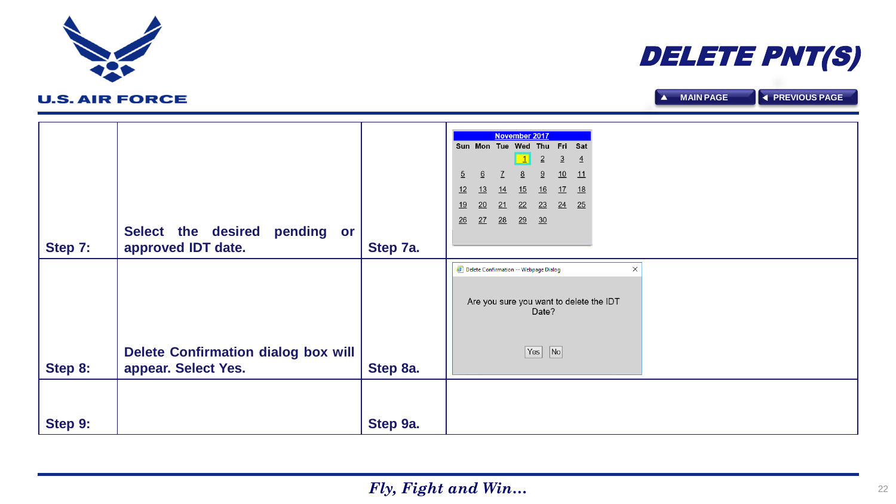# DELETE PNT(S)

MAIN PAGE | PREVIOUS PAGE

| | | | |
|---|---|---|---|
| **Step 7:** | **Select the desired pending or approved IDT date.** | **Step 7a.** | November 2017<br>Sun Mon Tue Wed Thu Fri Sat<br>1 2 3 4<br>5 6 7 8 9 10 11<br>12 13 14 15 16 17 18<br>19 20 21 22 23 24 25<br>26 27 28 29 30 |
| **Step 8:** | **Delete Confirmation dialog box will appear. Select Yes.** | **Step 8a.** | Delete Confirmation -- Webpage Dialog<br>Are you sure you want to delete the IDT Date?<br>Yes No |
| **Step 9:** | | **Step 9a.** | |

*Fly, Fight and Win…*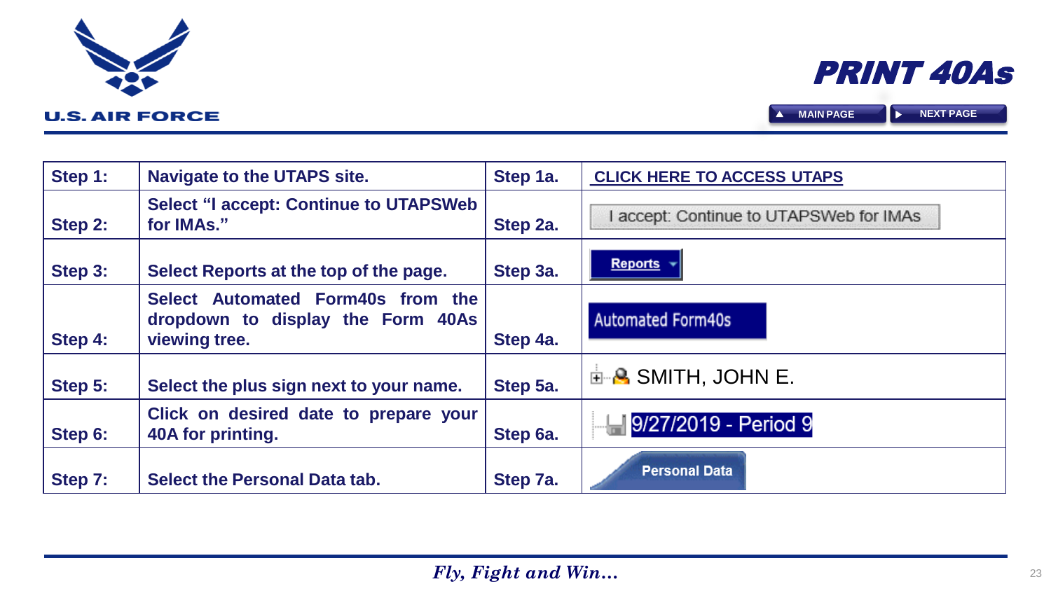# PRINT 40As

MAIN PAGE | NEXT PAGE

| | | | |
|---|---|---|---|
| Step 1: | Navigate to the UTAPS site. | Step 1a. | CLICK HERE TO ACCESS UTAPS |
| Step 2: | Select "I accept: Continue to UTAPSWeb for IMAs." | Step 2a. | I accept: Continue to UTAPSWeb for IMAs |
| Step 3: | Select Reports at the top of the page. | Step 3a. | Reports |
| Step 4: | Select Automated Form40s from the dropdown to display the Form 40As viewing tree. | Step 4a. | Automated Form40s |
| Step 5: | Select the plus sign next to your name. | Step 5a. | SMITH, JOHN E. |
| Step 6: | Click on desired date to prepare your 40A for printing. | Step 6a. | 9/27/2019 - Period 9 |
| Step 7: | Select the Personal Data tab. | Step 7a. | Personal Data |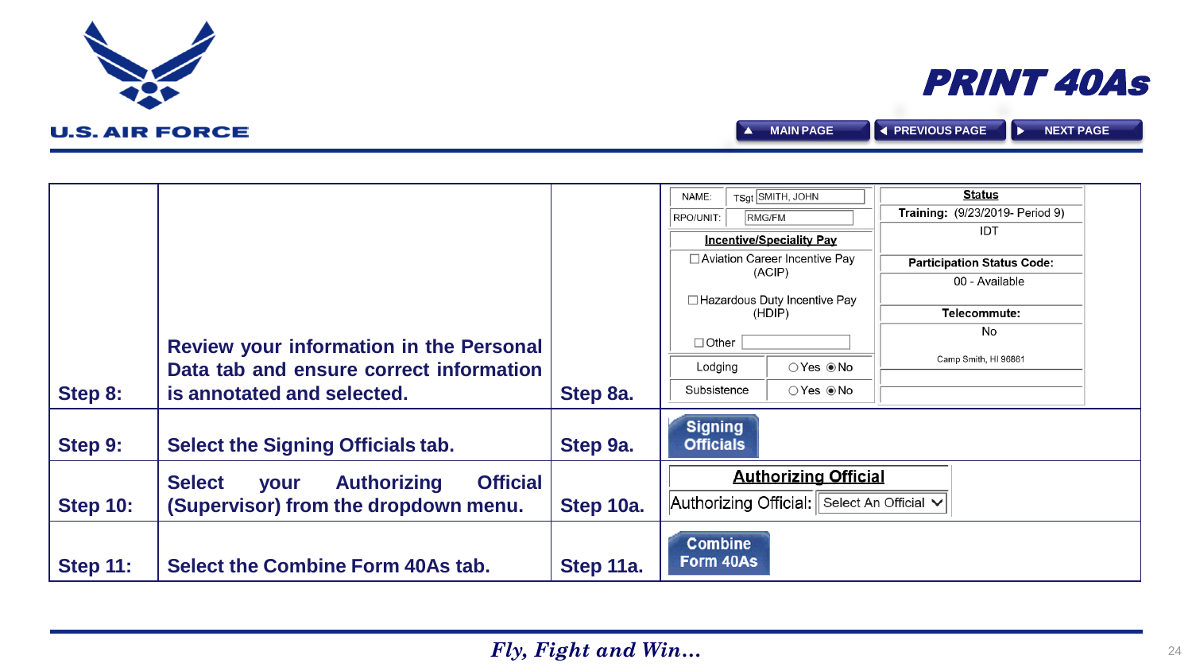# PRINT 40As

MAIN PAGE | PREVIOUS PAGE | NEXT PAGE

| Step | Instruction | Sub-step | Screenshot |
|---|---|---|---|
| Step 8: | Review your information in the Personal Data tab and ensure correct information is annotated and selected. | Step 8a. | NAME: TSgt SMITH, JOHN; RPO/UNIT: RMG/FM; **Incentive/Speciality Pay**: ☐ Aviation Career Incentive Pay (ACIP); ☐ Hazardous Duty Incentive Pay (HDIP); ☐ Other; Lodging ○Yes ◉No; Subsistence ○Yes ◉No; **Status**; Training: (9/23/2019- Period 9) IDT; Participation Status Code: 00 - Available; Telecommute: No; Camp Smith, HI 96861 |
| Step 9: | Select the Signing Officials tab. | Step 9a. | Signing Officials |
| Step 10: | Select your Authorizing Official (Supervisor) from the dropdown menu. | Step 10a. | **Authorizing Official**; Authorizing Official: Select An Official |
| Step 11: | Select the Combine Form 40As tab. | Step 11a. | Combine Form 40As |

*Fly, Fight and Win…*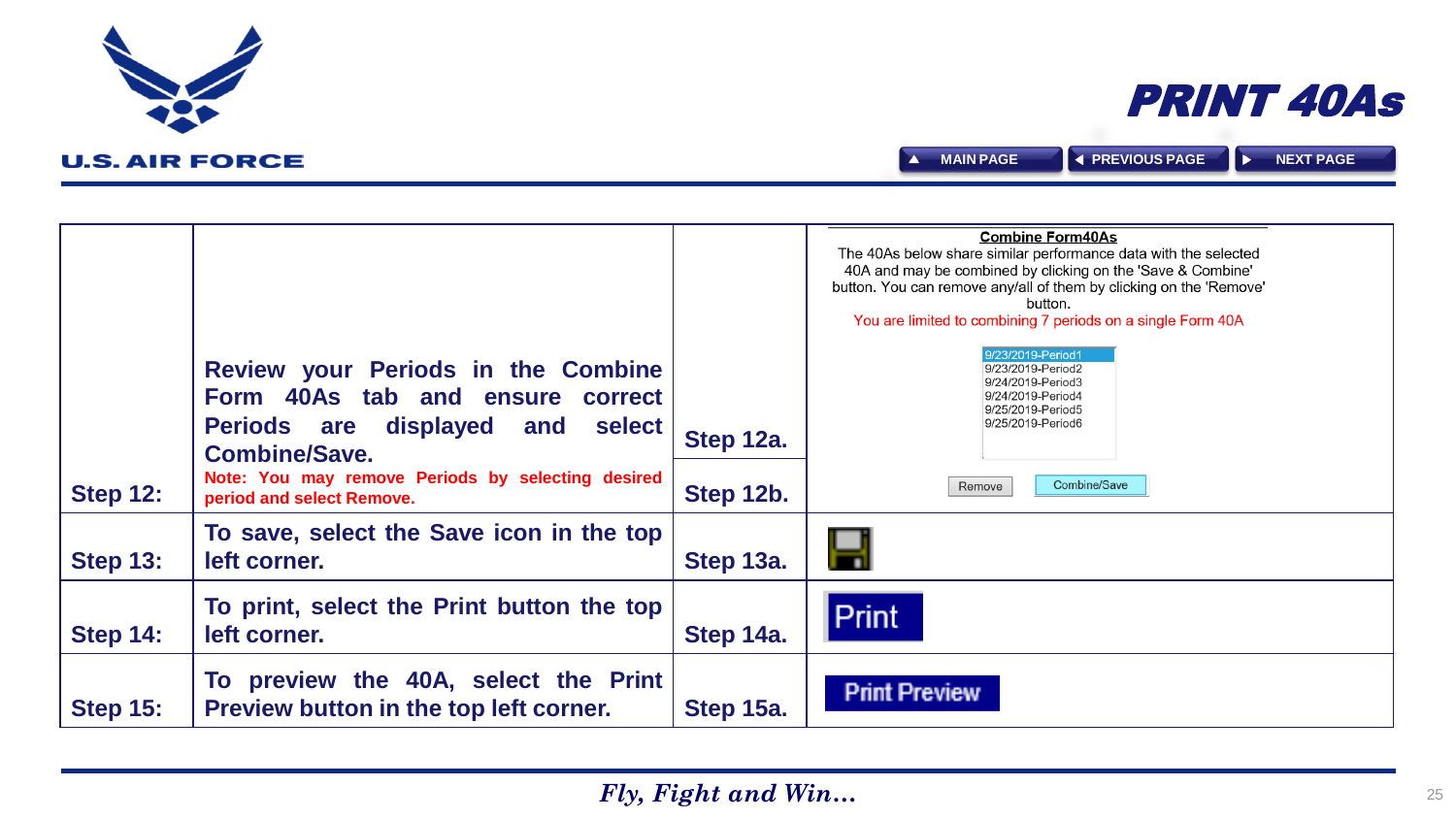# PRINT 40As

| Step | Instruction | Sub-step | Screenshot |
|---|---|---|---|
| **Step 12:** | **Review your Periods in the Combine Form 40As tab and ensure correct Periods are displayed and select Combine/Save.**<br>**Note: You may remove Periods by selecting desired period and select Remove.** | **Step 12a.**<br>**Step 12b.** | **Combine Form40As**<br>The 40As below share similar performance data with the selected 40A and may be combined by clicking on the 'Save & Combine' button. You can remove any/all of them by clicking on the 'Remove' button.<br>You are limited to combining 7 periods on a single Form 40A<br>9/23/2019-Period1<br>9/23/2019-Period2<br>9/24/2019-Period3<br>9/24/2019-Period4<br>9/25/2019-Period5<br>9/25/2019-Period6<br>Remove / Combine/Save |
| **Step 13:** | **To save, select the Save icon in the top left corner.** | **Step 13a.** | |
| **Step 14:** | **To print, select the Print button the top left corner.** | **Step 14a.** | Print |
| **Step 15:** | **To preview the 40A, select the Print Preview button in the top left corner.** | **Step 15a.** | Print Preview |

*Fly, Fight and Win…*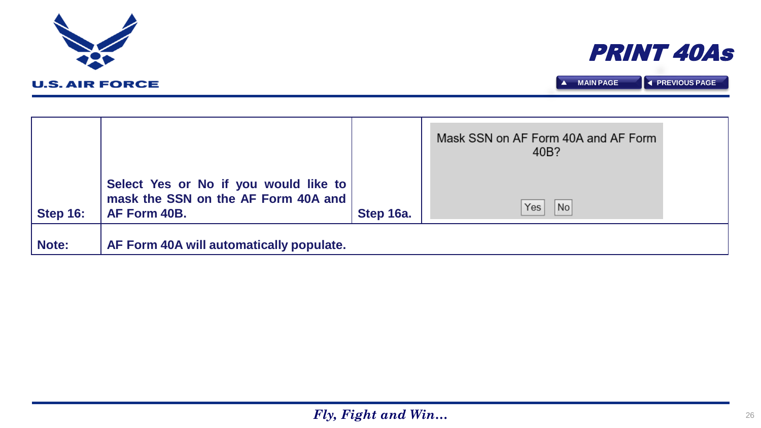# PRINT 40As

| | | | |
|---|---|---|---|
| **Step 16:** | **Select Yes or No if you would like to mask the SSN on the AF Form 40A and AF Form 40B.** | **Step 16a.** | Mask SSN on AF Form 40A and AF Form 40B? Yes No |
| **Note:** | **AF Form 40A will automatically populate.** | | |

*Fly, Fight and Win…*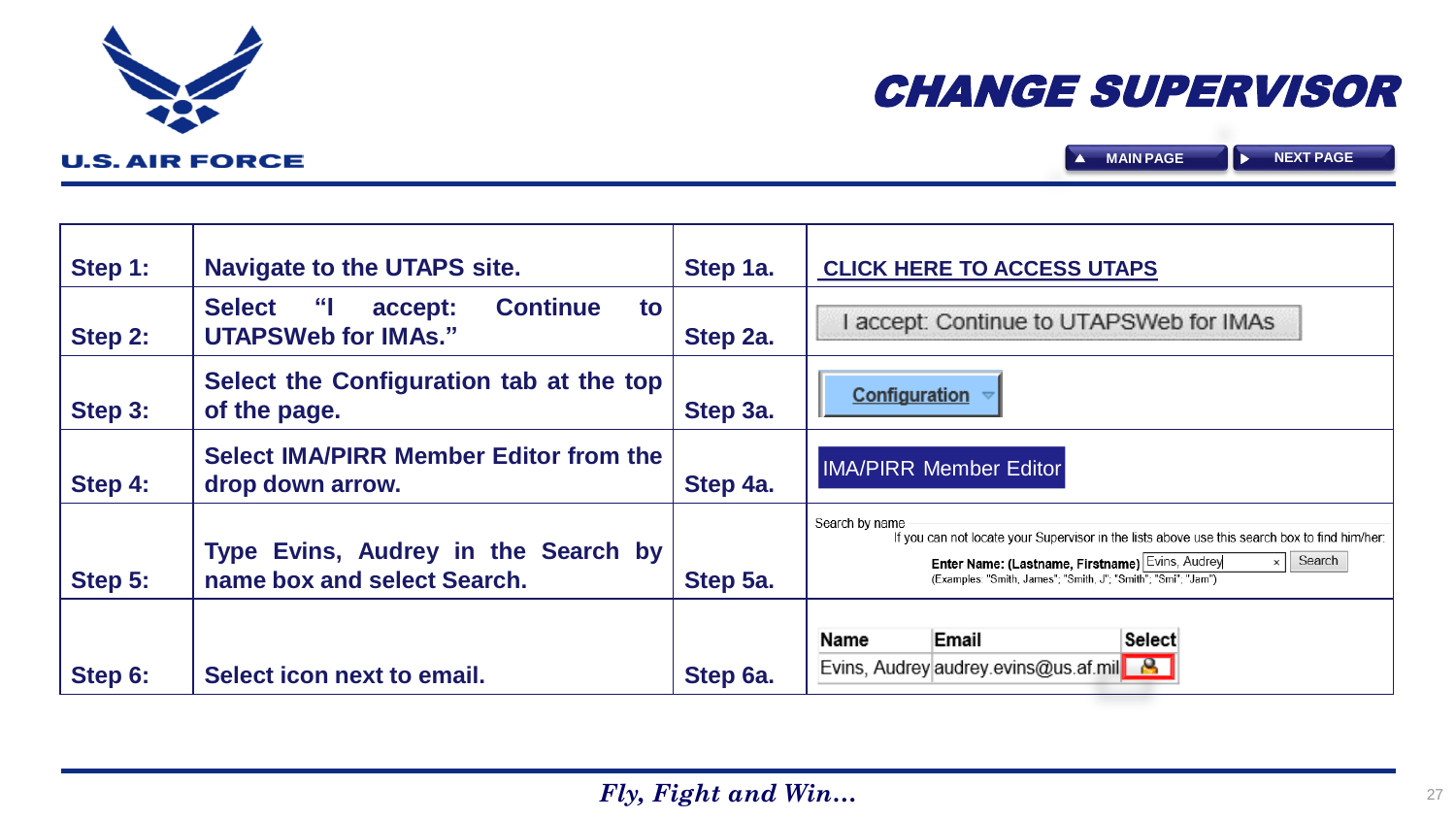U.S. AIR FORCE

# CHANGE SUPERVISOR

MAIN PAGE | NEXT PAGE

| | | | |
|---|---|---|---|
| **Step 1:** | **Navigate to the UTAPS site.** | **Step 1a.** | **CLICK HERE TO ACCESS UTAPS** |
| **Step 2:** | **Select "I accept: Continue to UTAPSWeb for IMAs."** | **Step 2a.** | I accept: Continue to UTAPSWeb for IMAs |
| **Step 3:** | **Select the Configuration tab at the top of the page.** | **Step 3a.** | Configuration |
| **Step 4:** | **Select IMA/PIRR Member Editor from the drop down arrow.** | **Step 4a.** | IMA/PIRR Member Editor |
| **Step 5:** | **Type Evins, Audrey in the Search by name box and select Search.** | **Step 5a.** | Search by name<br>If you can not locate your Supervisor in the lists above use this search box to find him/her:<br>**Enter Name: (Lastname, Firstname)** Evins, Audrey Search<br>(Examples: "Smith, James"; "Smith, J"; "Smith"; "Smi"; "Jam") |
| **Step 6:** | **Select icon next to email.** | **Step 6a.** | **Name** / **Email** / **Select**<br>Evins, Audrey / audrey.evins@us.af.mil |

*Fly, Fight and Win…*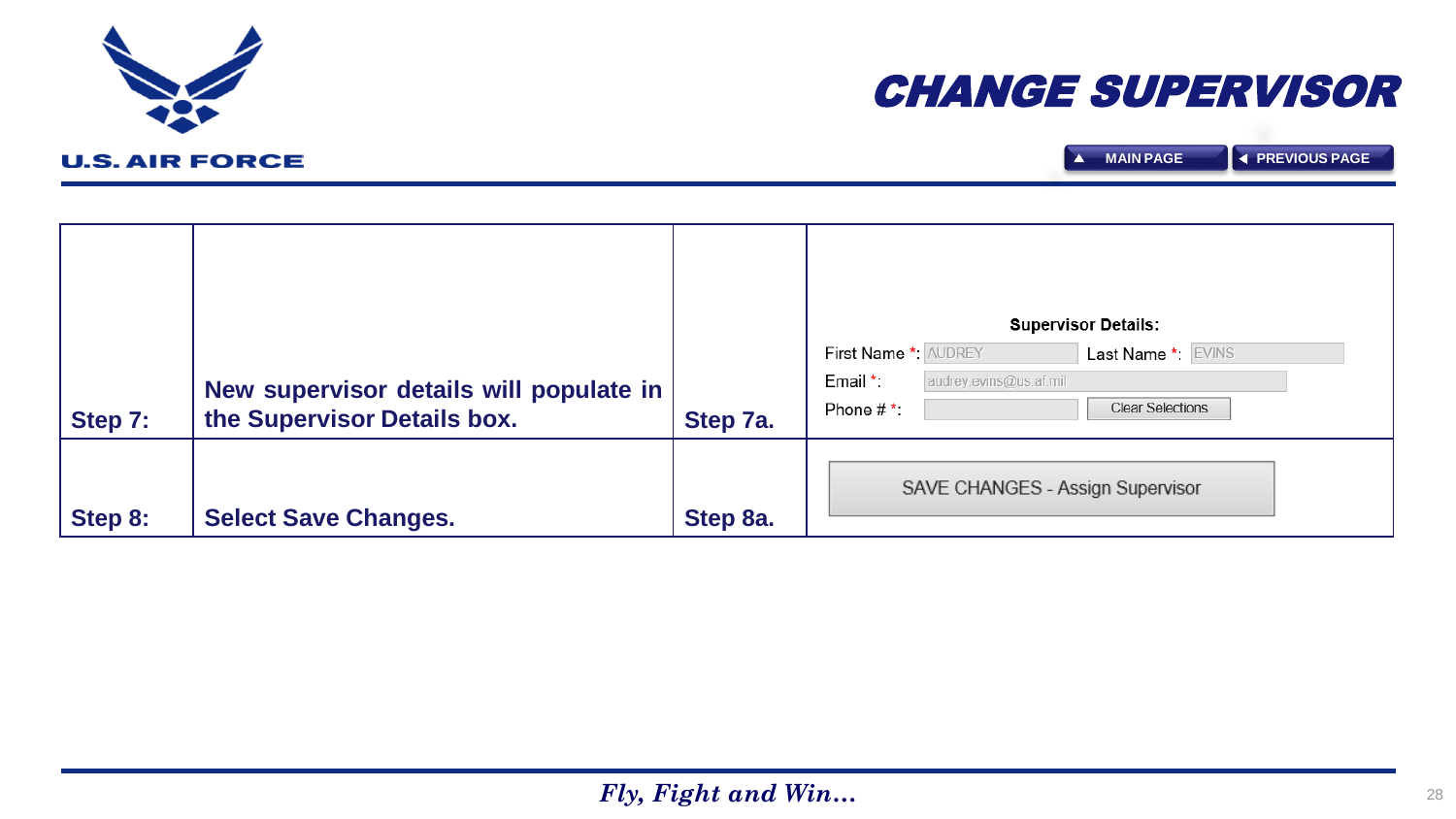# CHANGE SUPERVISOR

MAIN PAGE | PREVIOUS PAGE

| | | | |
|---|---|---|---|
| **Step 7:** | **New supervisor details will populate in the Supervisor Details box.** | **Step 7a.** | **Supervisor Details:**<br>First Name *: AUDREY Last Name *: EVINS<br>Email *: audrey.evins@us.af.mil<br>Phone # *: Clear Selections |
| **Step 8:** | **Select Save Changes.** | **Step 8a.** | SAVE CHANGES - Assign Supervisor |

*Fly, Fight and Win…*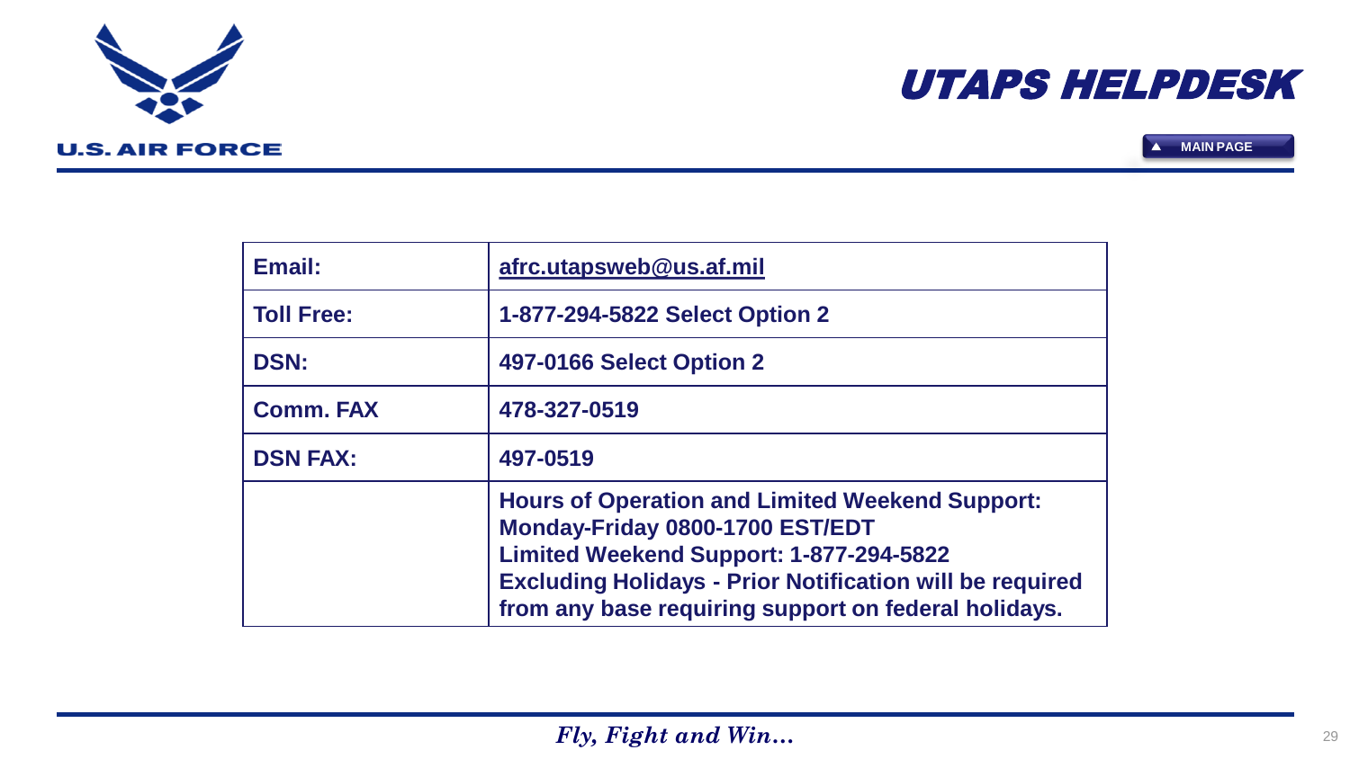U.S. AIR FORCE

# UTAPS HELPDESK

▲ MAIN PAGE

| | |
|---|---|
| **Email:** | **afrc.utapsweb@us.af.mil** |
| **Toll Free:** | **1-877-294-5822 Select Option 2** |
| **DSN:** | **497-0166 Select Option 2** |
| **Comm. FAX** | **478-327-0519** |
| **DSN FAX:** | **497-0519** |
| | **Hours of Operation and Limited Weekend Support:** <br> **Monday-Friday 0800-1700 EST/EDT** <br> **Limited Weekend Support: 1-877-294-5822** <br> **Excluding Holidays - Prior Notification will be required from any base requiring support on federal holidays.** |

***Fly, Fight and Win…***